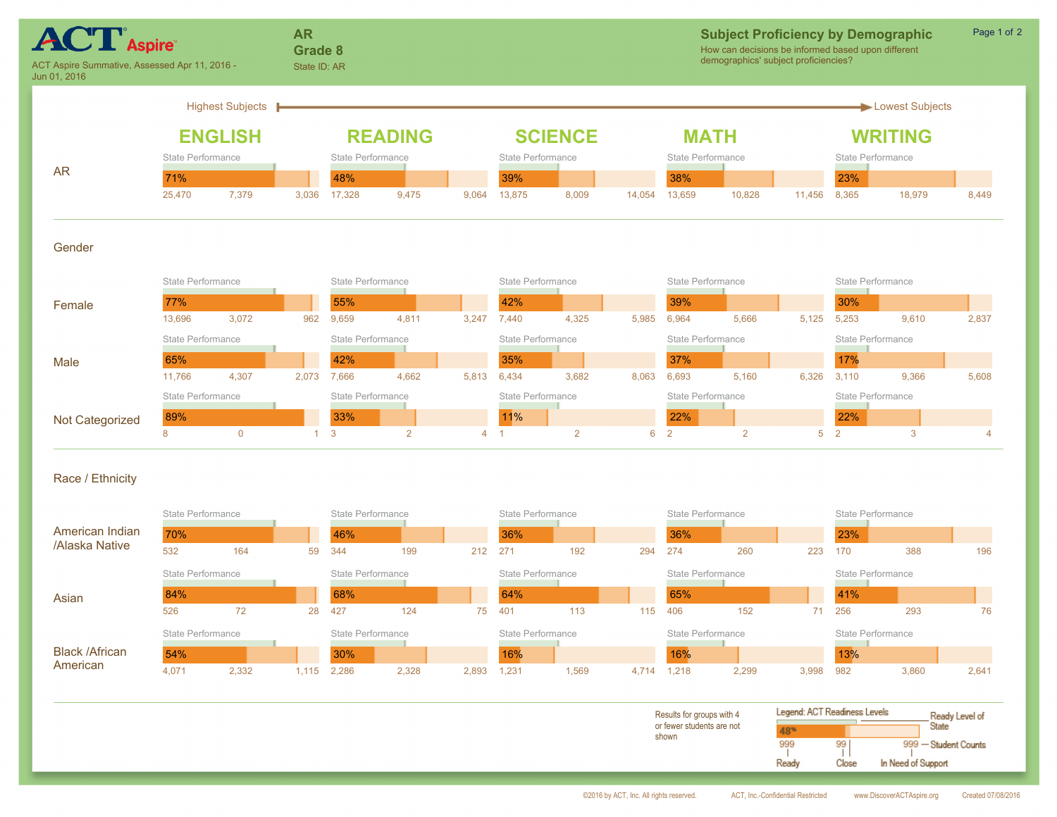ACT Aspire

ACT Aspire Summative, Assessed Apr 11, 2016 - Jun 01, 2016

**AR**
**Grade 8**
State ID: AR

## Subject Proficiency by Demographic

How can decisions be informed based upon different demographics' subject proficiencies?

Highest Subjects → Lowest Subjects

Each cell shows: % Ready; Student Counts (Ready / Close / In Need of Support)

| Group | ENGLISH | READING | SCIENCE | MATH | WRITING |
|---|---|---|---|---|---|
| **AR** | 71%; 25,470 / 7,379 / 3,036 | 48%; 17,328 / 9,475 / 9,064 | 39%; 13,875 / 8,009 / 14,054 | 38%; 13,659 / 10,828 / 11,456 | 23%; 8,365 / 18,979 / 8,449 |
| **Gender** | | | | | |
| Female | 77%; 13,696 / 3,072 / 962 | 55%; 9,659 / 4,811 / 3,247 | 42%; 7,440 / 4,325 / 5,985 | 39%; 6,964 / 5,666 / 5,125 | 30%; 5,253 / 9,610 / 2,837 |
| Male | 65%; 11,766 / 4,307 / 2,073 | 42%; 7,666 / 4,662 / 5,813 | 35%; 6,434 / 3,682 / 8,063 | 37%; 6,693 / 5,160 / 6,326 | 17%; 3,110 / 9,366 / 5,608 |
| Not Categorized | 89%; 8 / 0 / 1 | 33%; 3 / 2 / 4 | 11%; 1 / 2 / 6 | 22%; 2 / 2 / 5 | 22%; 2 / 3 / 4 |
| **Race / Ethnicity** | | | | | |
| American Indian /Alaska Native | 70%; 532 / 164 / 59 | 46%; 344 / 199 / 212 | 36%; 271 / 192 / 294 | 36%; 274 / 260 / 223 | 23%; 170 / 388 / 196 |
| Asian | 84%; 526 / 72 / 28 | 68%; 427 / 124 / 75 | 64%; 401 / 113 / 115 | 65%; 406 / 152 / 71 | 41%; 256 / 293 / 76 |
| Black /African American | 54%; 4,071 / 2,332 / 1,115 | 30%; 2,286 / 2,328 / 2,893 | 16%; 1,231 / 1,569 / 4,714 | 16%; 1,218 / 2,299 / 3,998 | 13%; 982 / 3,860 / 2,641 |

Results for groups with 4 or fewer students are not shown

Legend: ACT Readiness Levels — Ready Level of State; Student Counts: Ready, Close, In Need of Support

©2016 by ACT, Inc. All rights reserved. ACT, Inc.-Confidential Restricted www.DiscoverACTAspire.org Created 07/08/2016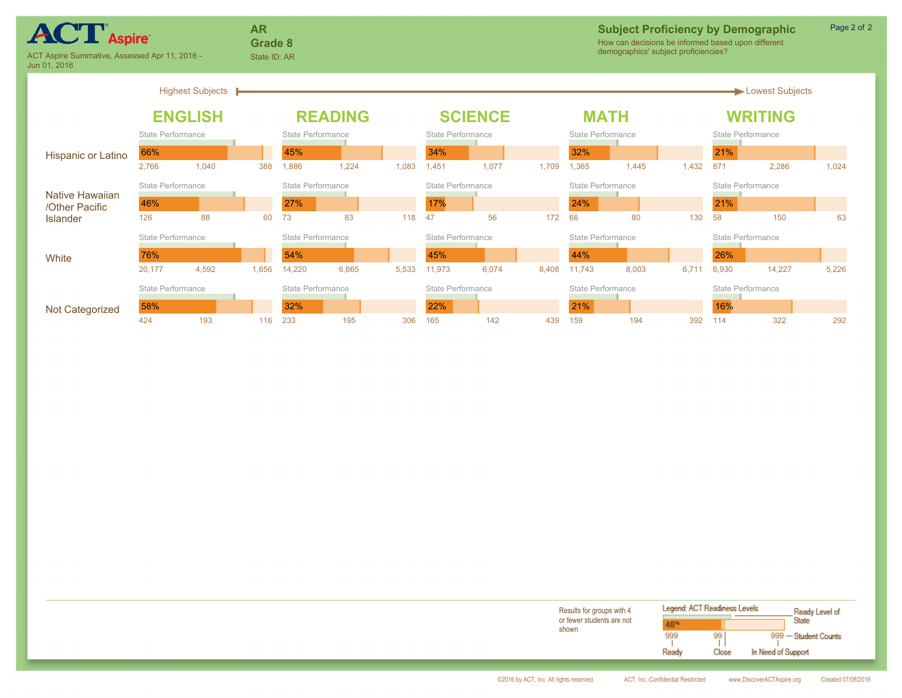ACT Aspire

ACT Aspire Summative, Assessed Apr 11, 2016 - Jun 01, 2016

AR
Grade 8
State ID: AR

## Subject Proficiency by Demographic

How can decisions be informed based upon different demographics' subject proficiencies?

Highest Subjects → Lowest Subjects

ENGLISH | READING | SCIENCE | MATH | WRITING

**Hispanic or Latino**

State Performance
66%
2,766 1,040 388

State Performance
45%
1,886 1,224 1,083

State Performance
34%
1,451 1,077 1,709

State Performance
32%
1,365 1,445 1,432

State Performance
21%
871 2,286 1,024

**Native Hawaiian /Other Pacific Islander**

State Performance
46%
126 88 60

State Performance
27%
73 83 118

State Performance
17%
47 56 172

State Performance
24%
66 80 130

State Performance
21%
58 150 63

**White**

State Performance
76%
20,177 4,592 1,656

State Performance
54%
14,220 6,665 5,533

State Performance
45%
11,973 6,074 8,408

State Performance
44%
11,743 8,003 6,711

State Performance
26%
6,930 14,227 5,226

**Not Categorized**

State Performance
58%
424 193 116

State Performance
32%
233 195 306

State Performance
22%
165 142 439

State Performance
21%
159 194 392

State Performance
16%
114 322 292

Results for groups with 4 or fewer students are not shown

Legend: ACT Readiness Levels
48%
999 99 999
Ready Close In Need of Support
Ready Level of State
Student Counts

©2016 by ACT, Inc. All rights reserved. ACT, Inc.-Confidential Restricted www.DiscoverACTAspire.org Created 07/08/2016